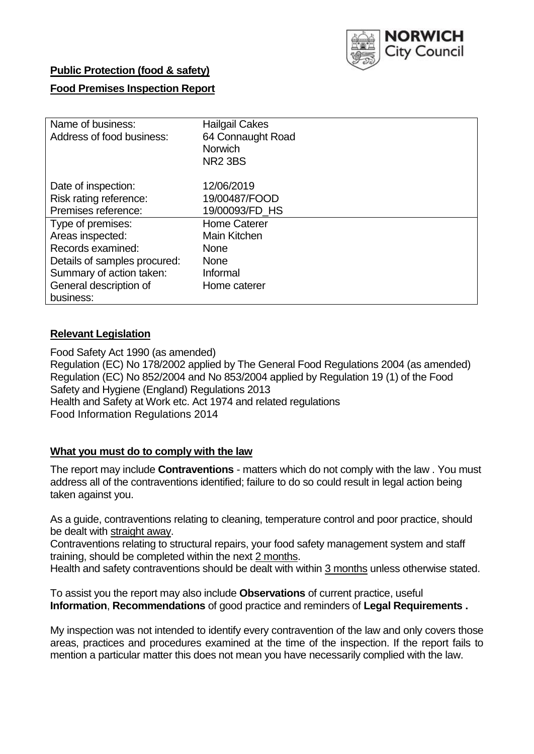NORWICH City Council

**Public Protection (food & safety)**

**Food Premises Inspection Report**

| | |
|---|---|
| Name of business: | Hailgail Cakes |
| Address of food business: | 64 Connaught Road<br>Norwich<br>NR2 3BS |
| Date of inspection: | 12/06/2019 |
| Risk rating reference: | 19/00487/FOOD |
| Premises reference: | 19/00093/FD_HS |
| Type of premises: | Home Caterer |
| Areas inspected: | Main Kitchen |
| Records examined: | None |
| Details of samples procured: | None |
| Summary of action taken: | Informal |
| General description of business: | Home caterer |

## **Relevant Legislation**

Food Safety Act 1990 (as amended)
Regulation (EC) No 178/2002 applied by The General Food Regulations 2004 (as amended)
Regulation (EC) No 852/2004 and No 853/2004 applied by Regulation 19 (1) of the Food Safety and Hygiene (England) Regulations 2013
Health and Safety at Work etc. Act 1974 and related regulations
Food Information Regulations 2014

## **What you must do to comply with the law**

The report may include **Contraventions** - matters which do not comply with the law . You must address all of the contraventions identified; failure to do so could result in legal action being taken against you.

As a guide, contraventions relating to cleaning, temperature control and poor practice, should be dealt with straight away.
Contraventions relating to structural repairs, your food safety management system and staff training, should be completed within the next 2 months.
Health and safety contraventions should be dealt with within 3 months unless otherwise stated.

To assist you the report may also include **Observations** of current practice, useful **Information**, **Recommendations** of good practice and reminders of **Legal Requirements .**

My inspection was not intended to identify every contravention of the law and only covers those areas, practices and procedures examined at the time of the inspection. If the report fails to mention a particular matter this does not mean you have necessarily complied with the law.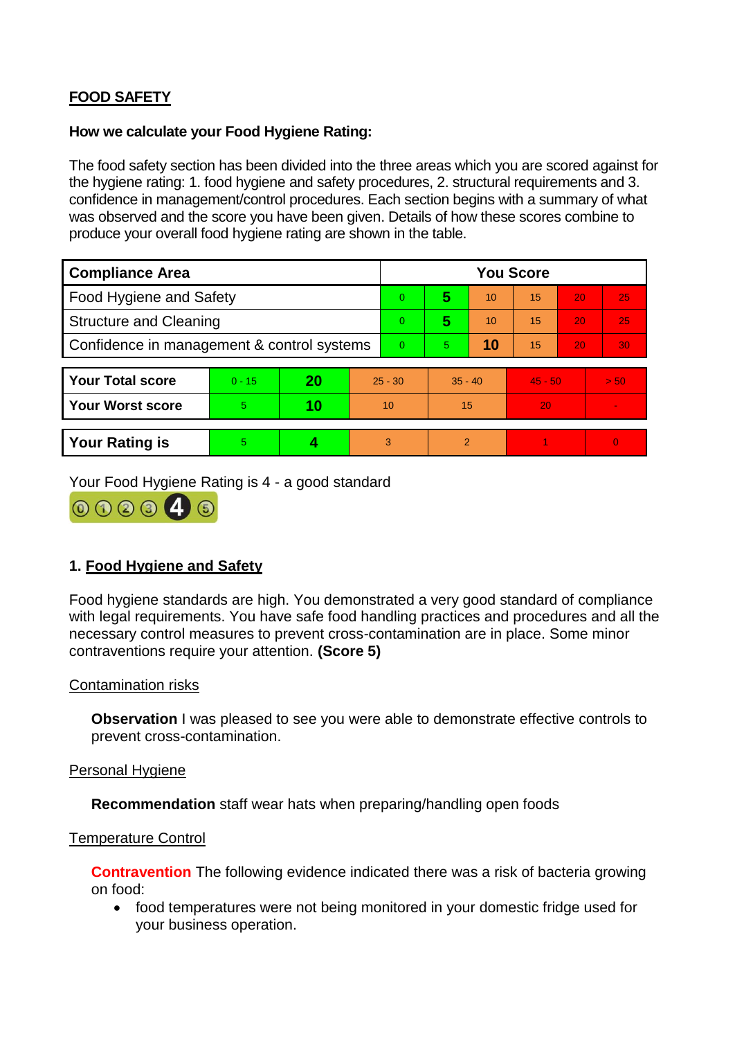**FOOD SAFETY**

**How we calculate your Food Hygiene Rating:**

The food safety section has been divided into the three areas which you are scored against for the hygiene rating: 1. food hygiene and safety procedures, 2. structural requirements and 3. confidence in management/control procedures. Each section begins with a summary of what was observed and the score you have been given. Details of how these scores combine to produce your overall food hygiene rating are shown in the table.

| Compliance Area | You Score | | | | | |
|---|---|---|---|---|---|---|
| Food Hygiene and Safety | 0 | **5** | 10 | 15 | 20 | 25 |
| Structure and Cleaning | 0 | **5** | 10 | 15 | 20 | 25 |
| Confidence in management & control systems | 0 | 5 | **10** | 15 | 20 | 30 |

| | | | | | | |
|---|---|---|---|---|---|---|
| **Your Total score** | 0 - 15 | **20** | 25 - 30 | 35 - 40 | 45 - 50 | > 50 |
| **Your Worst score** | 5 | **10** | 10 | 15 | 20 | - |

| | | | | | | |
|---|---|---|---|---|---|---|
| **Your Rating is** | 5 | **4** | 3 | 2 | 1 | 0 |

Your Food Hygiene Rating is 4 - a good standard

## 1. Food Hygiene and Safety

Food hygiene standards are high. You demonstrated a very good standard of compliance with legal requirements. You have safe food handling practices and procedures and all the necessary control measures to prevent cross-contamination are in place. Some minor contraventions require your attention. **(Score 5)**

Contamination risks

**Observation** I was pleased to see you were able to demonstrate effective controls to prevent cross-contamination.

Personal Hygiene

**Recommendation** staff wear hats when preparing/handling open foods

Temperature Control

**Contravention** The following evidence indicated there was a risk of bacteria growing on food:

- food temperatures were not being monitored in your domestic fridge used for your business operation.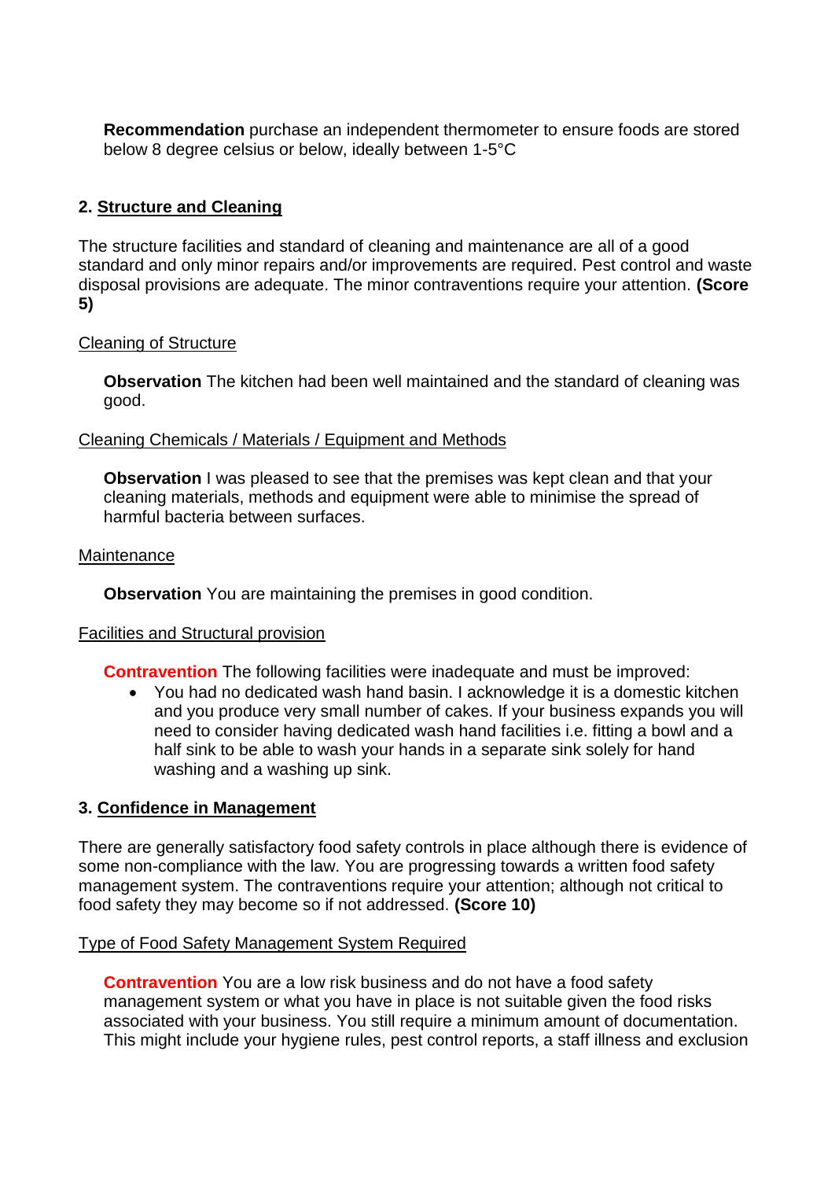**Recommendation** purchase an independent thermometer to ensure foods are stored below 8 degree celsius or below, ideally between 1-5°C

## 2. Structure and Cleaning

The structure facilities and standard of cleaning and maintenance are all of a good standard and only minor repairs and/or improvements are required. Pest control and waste disposal provisions are adequate. The minor contraventions require your attention. **(Score 5)**

Cleaning of Structure

**Observation** The kitchen had been well maintained and the standard of cleaning was good.

Cleaning Chemicals / Materials / Equipment and Methods

**Observation** I was pleased to see that the premises was kept clean and that your cleaning materials, methods and equipment were able to minimise the spread of harmful bacteria between surfaces.

Maintenance

**Observation** You are maintaining the premises in good condition.

Facilities and Structural provision

**Contravention** The following facilities were inadequate and must be improved:

- You had no dedicated wash hand basin. I acknowledge it is a domestic kitchen and you produce very small number of cakes. If your business expands you will need to consider having dedicated wash hand facilities i.e. fitting a bowl and a half sink to be able to wash your hands in a separate sink solely for hand washing and a washing up sink.

## 3. Confidence in Management

There are generally satisfactory food safety controls in place although there is evidence of some non-compliance with the law. You are progressing towards a written food safety management system. The contraventions require your attention; although not critical to food safety they may become so if not addressed. **(Score 10)**

Type of Food Safety Management System Required

**Contravention** You are a low risk business and do not have a food safety management system or what you have in place is not suitable given the food risks associated with your business. You still require a minimum amount of documentation. This might include your hygiene rules, pest control reports, a staff illness and exclusion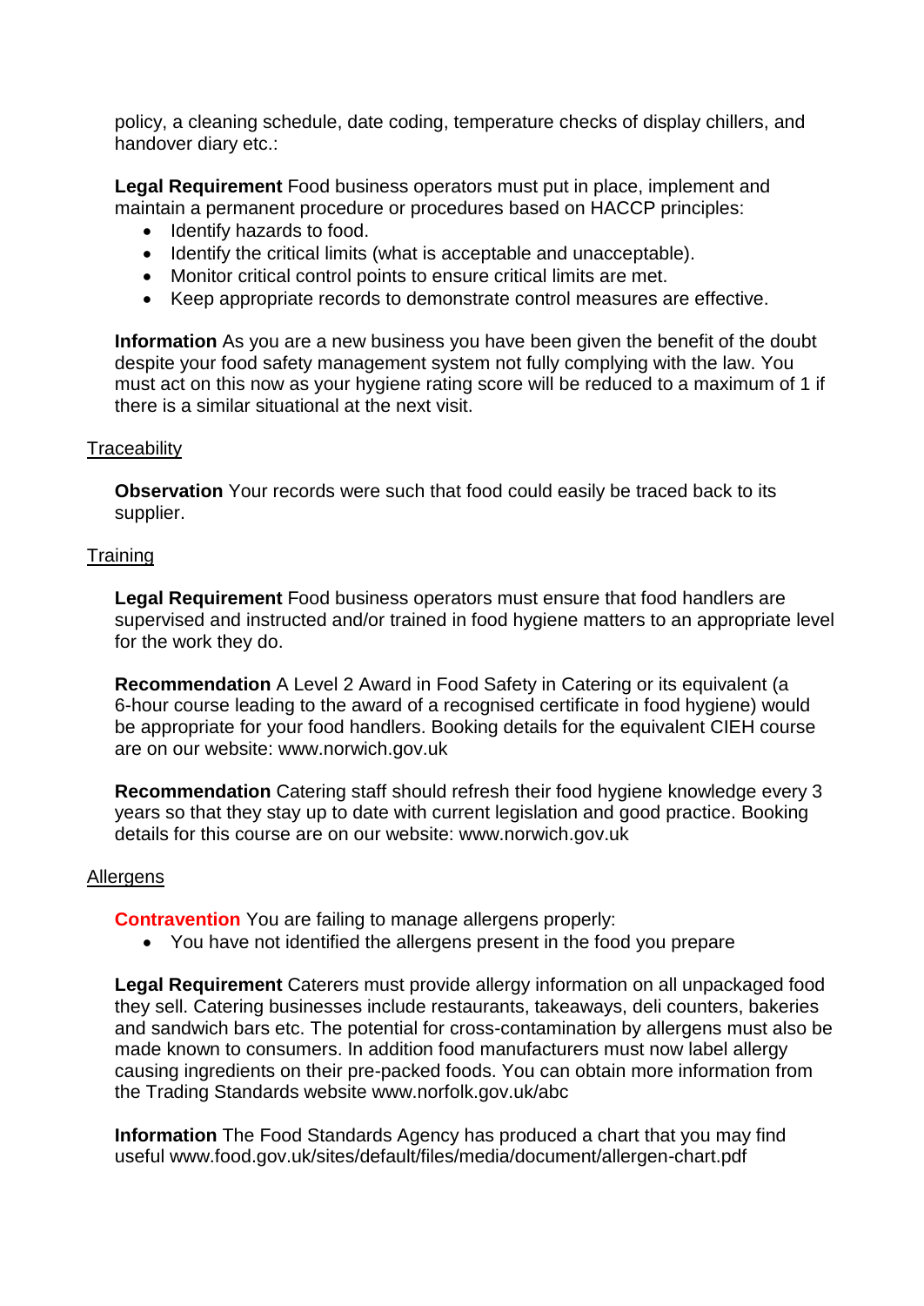policy, a cleaning schedule, date coding, temperature checks of display chillers, and handover diary etc.:

**Legal Requirement** Food business operators must put in place, implement and maintain a permanent procedure or procedures based on HACCP principles:

- Identify hazards to food.
- Identify the critical limits (what is acceptable and unacceptable).
- Monitor critical control points to ensure critical limits are met.
- Keep appropriate records to demonstrate control measures are effective.

**Information** As you are a new business you have been given the benefit of the doubt despite your food safety management system not fully complying with the law. You must act on this now as your hygiene rating score will be reduced to a maximum of 1 if there is a similar situational at the next visit.

Traceability

**Observation** Your records were such that food could easily be traced back to its supplier.

Training

**Legal Requirement** Food business operators must ensure that food handlers are supervised and instructed and/or trained in food hygiene matters to an appropriate level for the work they do.

**Recommendation** A Level 2 Award in Food Safety in Catering or its equivalent (a 6-hour course leading to the award of a recognised certificate in food hygiene) would be appropriate for your food handlers. Booking details for the equivalent CIEH course are on our website: www.norwich.gov.uk

**Recommendation** Catering staff should refresh their food hygiene knowledge every 3 years so that they stay up to date with current legislation and good practice. Booking details for this course are on our website: www.norwich.gov.uk

Allergens

**Contravention** You are failing to manage allergens properly:

- You have not identified the allergens present in the food you prepare

**Legal Requirement** Caterers must provide allergy information on all unpackaged food they sell. Catering businesses include restaurants, takeaways, deli counters, bakeries and sandwich bars etc. The potential for cross-contamination by allergens must also be made known to consumers. In addition food manufacturers must now label allergy causing ingredients on their pre-packed foods. You can obtain more information from the Trading Standards website www.norfolk.gov.uk/abc

**Information** The Food Standards Agency has produced a chart that you may find useful www.food.gov.uk/sites/default/files/media/document/allergen-chart.pdf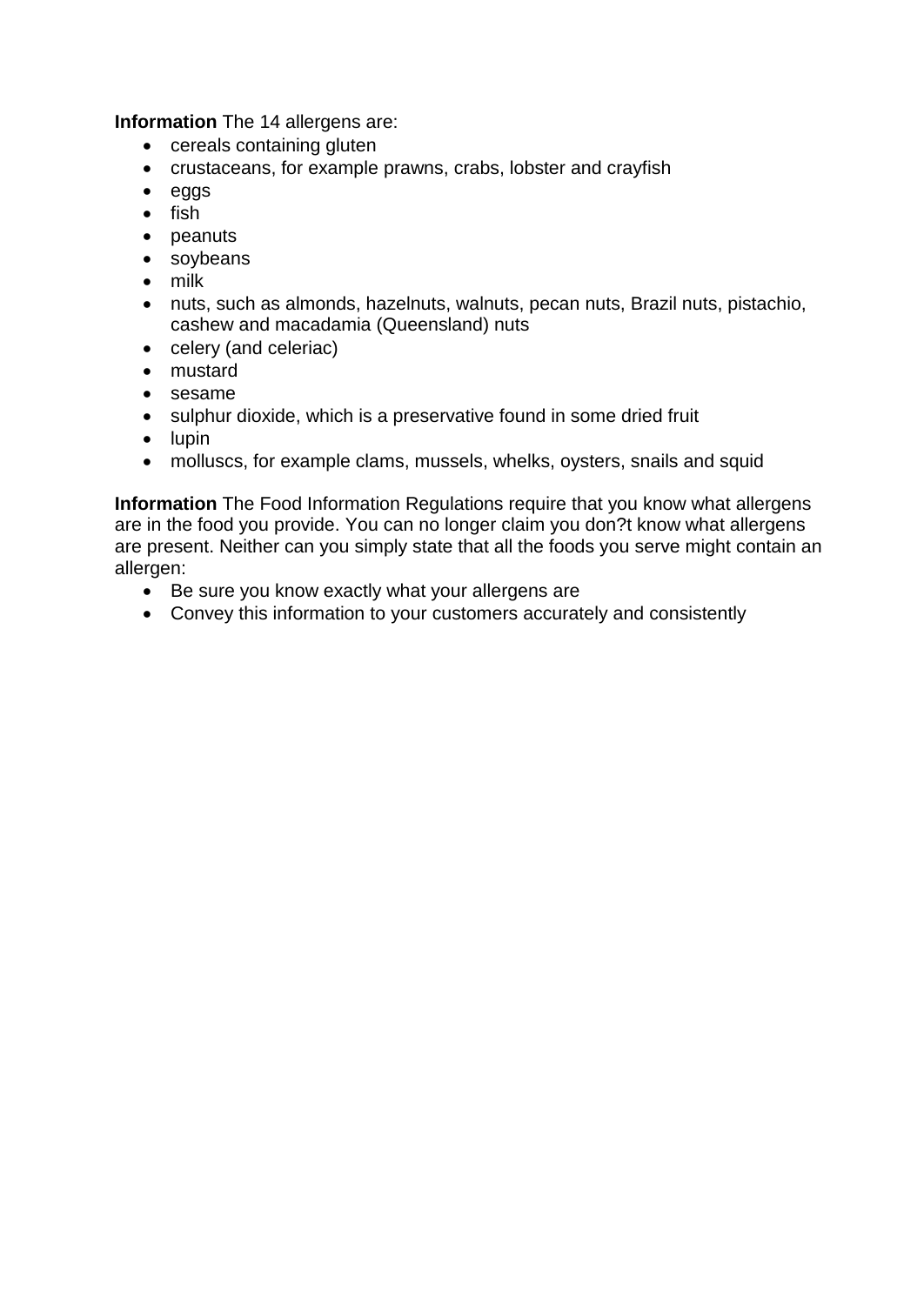**Information** The 14 allergens are:

- cereals containing gluten
- crustaceans, for example prawns, crabs, lobster and crayfish
- eggs
- fish
- peanuts
- soybeans
- milk
- nuts, such as almonds, hazelnuts, walnuts, pecan nuts, Brazil nuts, pistachio, cashew and macadamia (Queensland) nuts
- celery (and celeriac)
- mustard
- sesame
- sulphur dioxide, which is a preservative found in some dried fruit
- lupin
- molluscs, for example clams, mussels, whelks, oysters, snails and squid

**Information** The Food Information Regulations require that you know what allergens are in the food you provide. You can no longer claim you don?t know what allergens are present. Neither can you simply state that all the foods you serve might contain an allergen:

- Be sure you know exactly what your allergens are
- Convey this information to your customers accurately and consistently